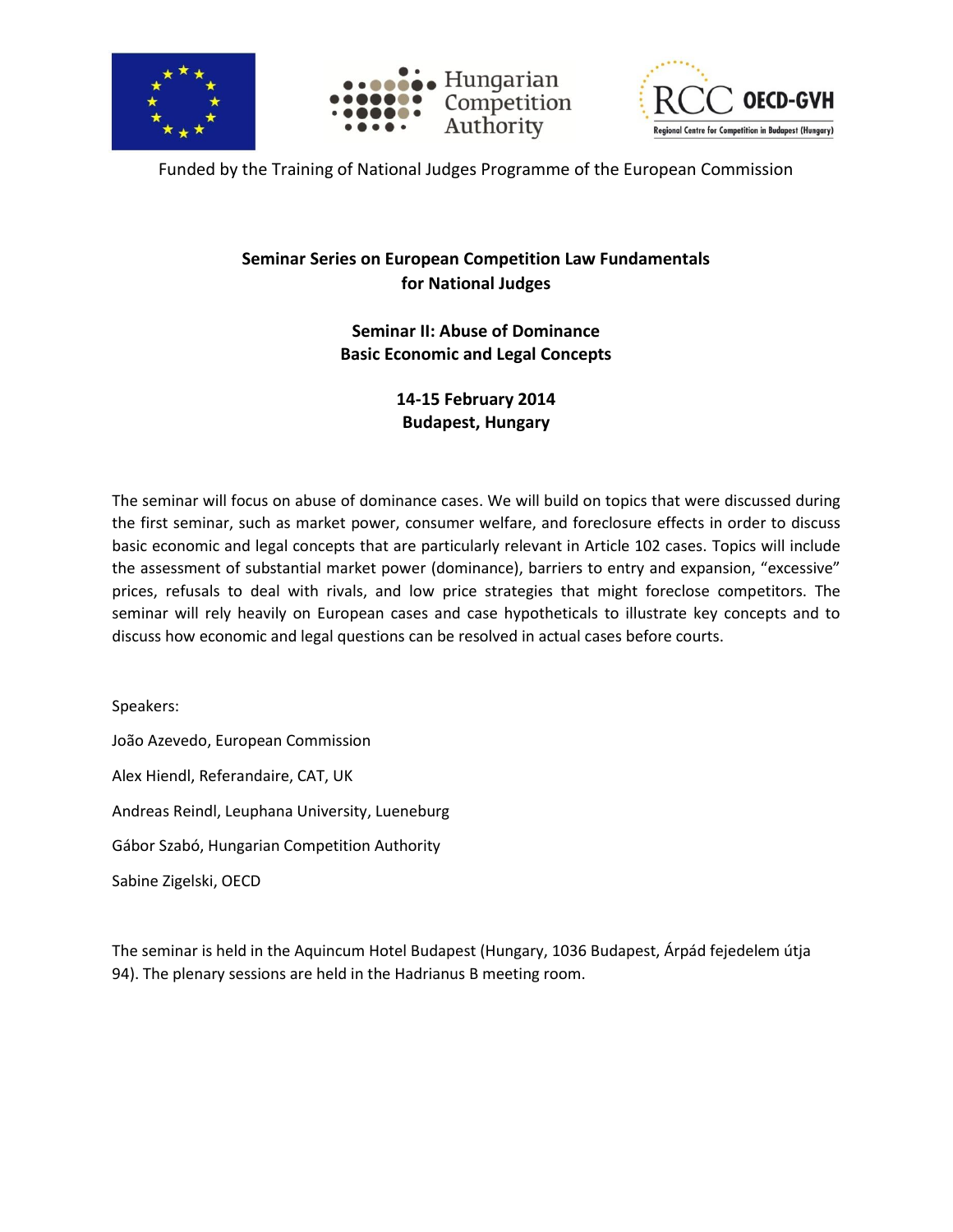Funded by the Training of National Judges Programme of the European Commission

**Seminar Series on European Competition Law Fundamentals for National Judges**

**Seminar II: Abuse of Dominance**
**Basic Economic and Legal Concepts**

**14-15 February 2014**
**Budapest, Hungary**

The seminar will focus on abuse of dominance cases. We will build on topics that were discussed during the first seminar, such as market power, consumer welfare, and foreclosure effects in order to discuss basic economic and legal concepts that are particularly relevant in Article 102 cases. Topics will include the assessment of substantial market power (dominance), barriers to entry and expansion, "excessive" prices, refusals to deal with rivals, and low price strategies that might foreclose competitors. The seminar will rely heavily on European cases and case hypotheticals to illustrate key concepts and to discuss how economic and legal questions can be resolved in actual cases before courts.

Speakers:

João Azevedo, European Commission

Alex Hiendl, Referandaire, CAT, UK

Andreas Reindl, Leuphana University, Lueneburg

Gábor Szabó, Hungarian Competition Authority

Sabine Zigelski, OECD

The seminar is held in the Aquincum Hotel Budapest (Hungary, 1036 Budapest, Árpád fejedelem útja 94). The plenary sessions are held in the Hadrianus B meeting room.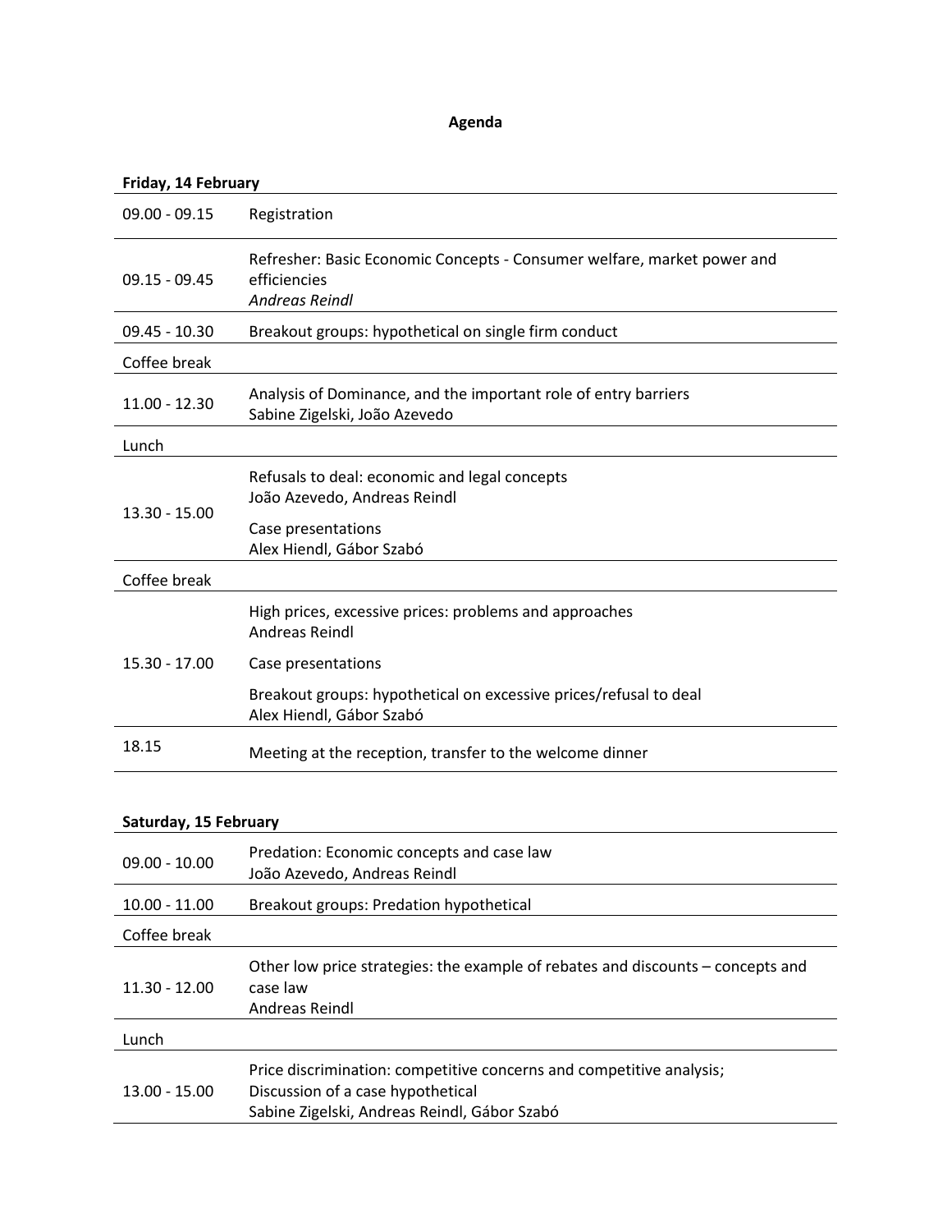## Agenda

### Friday, 14 February

| | |
|---|---|
| 09.00 - 09.15 | Registration |
| 09.15 - 09.45 | Refresher: Basic Economic Concepts - Consumer welfare, market power and efficiencies<br>*Andreas Reindl* |
| 09.45 - 10.30 | Breakout groups: hypothetical on single firm conduct |
| Coffee break | |
| 11.00 - 12.30 | Analysis of Dominance, and the important role of entry barriers<br>Sabine Zigelski, João Azevedo |
| Lunch | |
| 13.30 - 15.00 | Refusals to deal: economic and legal concepts<br>João Azevedo, Andreas Reindl<br>Case presentations<br>Alex Hiendl, Gábor Szabó |
| Coffee break | |
| 15.30 - 17.00 | High prices, excessive prices: problems and approaches<br>Andreas Reindl<br>Case presentations<br>Breakout groups: hypothetical on excessive prices/refusal to deal<br>Alex Hiendl, Gábor Szabó |
| 18.15 | Meeting at the reception, transfer to the welcome dinner |

### Saturday, 15 February

| | |
|---|---|
| 09.00 - 10.00 | Predation: Economic concepts and case law<br>João Azevedo, Andreas Reindl |
| 10.00 - 11.00 | Breakout groups: Predation hypothetical |
| Coffee break | |
| 11.30 - 12.00 | Other low price strategies: the example of rebates and discounts – concepts and case law<br>Andreas Reindl |
| Lunch | |
| 13.00 - 15.00 | Price discrimination: competitive concerns and competitive analysis; Discussion of a case hypothetical<br>Sabine Zigelski, Andreas Reindl, Gábor Szabó |